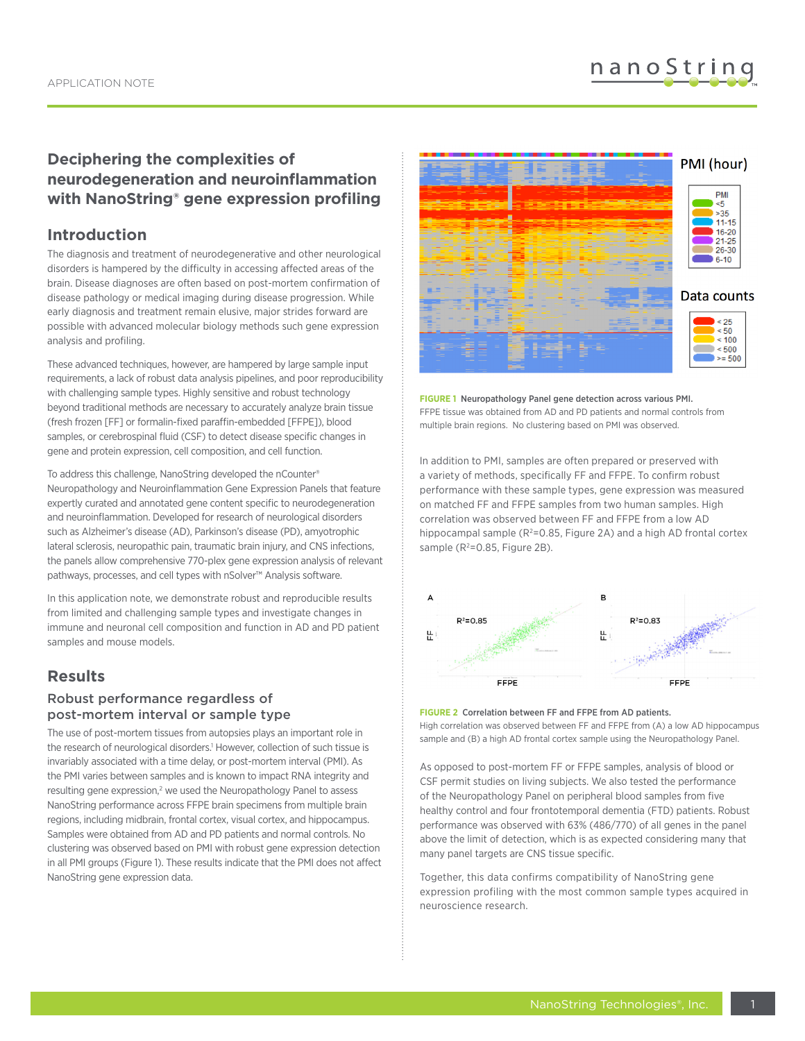APPLICATION NOTE

# Deciphering the complexities of neurodegeneration and neuroinflammation with NanoString® gene expression profiling

## Introduction

The diagnosis and treatment of neurodegenerative and other neurological disorders is hampered by the difficulty in accessing affected areas of the brain. Disease diagnoses are often based on post-mortem confirmation of disease pathology or medical imaging during disease progression. While early diagnosis and treatment remain elusive, major strides forward are possible with advanced molecular biology methods such gene expression analysis and profiling.

These advanced techniques, however, are hampered by large sample input requirements, a lack of robust data analysis pipelines, and poor reproducibility with challenging sample types. Highly sensitive and robust technology beyond traditional methods are necessary to accurately analyze brain tissue (fresh frozen [FF] or formalin-fixed paraffin-embedded [FFPE]), blood samples, or cerebrospinal fluid (CSF) to detect disease specific changes in gene and protein expression, cell composition, and cell function.

To address this challenge, NanoString developed the nCounter® Neuropathology and Neuroinflammation Gene Expression Panels that feature expertly curated and annotated gene content specific to neurodegeneration and neuroinflammation. Developed for research of neurological disorders such as Alzheimer's disease (AD), Parkinson's disease (PD), amyotrophic lateral sclerosis, neuropathic pain, traumatic brain injury, and CNS infections, the panels allow comprehensive 770-plex gene expression analysis of relevant pathways, processes, and cell types with nSolver™ Analysis software.

In this application note, we demonstrate robust and reproducible results from limited and challenging sample types and investigate changes in immune and neuronal cell composition and function in AD and PD patient samples and mouse models.

## Results

### Robust performance regardless of post-mortem interval or sample type

The use of post-mortem tissues from autopsies plays an important role in the research of neurological disorders.[1] However, collection of such tissue is invariably associated with a time delay, or post-mortem interval (PMI). As the PMI varies between samples and is known to impact RNA integrity and resulting gene expression,[2] we used the Neuropathology Panel to assess NanoString performance across FFPE brain specimens from multiple brain regions, including midbrain, frontal cortex, visual cortex, and hippocampus. Samples were obtained from AD and PD patients and normal controls. No clustering was observed based on PMI with robust gene expression detection in all PMI groups (Figure 1). These results indicate that the PMI does not affect NanoString gene expression data.

**FIGURE 1** Neuropathology Panel gene detection across various PMI. FFPE tissue was obtained from AD and PD patients and normal controls from multiple brain regions. No clustering based on PMI was observed.

In addition to PMI, samples are often prepared or preserved with a variety of methods, specifically FF and FFPE. To confirm robust performance with these sample types, gene expression was measured on matched FF and FFPE samples from two human samples. High correlation was observed between FF and FFPE from a low AD hippocampal sample ($R^2$=0.85, Figure 2A) and a high AD frontal cortex sample ($R^2$=0.85, Figure 2B).

**FIGURE 2** Correlation between FF and FFPE from AD patients. High correlation was observed between FF and FFPE from (A) a low AD hippocampus sample and (B) a high AD frontal cortex sample using the Neuropathology Panel.

As opposed to post-mortem FF or FFPE samples, analysis of blood or CSF permit studies on living subjects. We also tested the performance of the Neuropathology Panel on peripheral blood samples from five healthy control and four frontotemporal dementia (FTD) patients. Robust performance was observed with 63% (486/770) of all genes in the panel above the limit of detection, which is as expected considering many that many panel targets are CNS tissue specific.

Together, this data confirms compatibility of NanoString gene expression profiling with the most common sample types acquired in neuroscience research.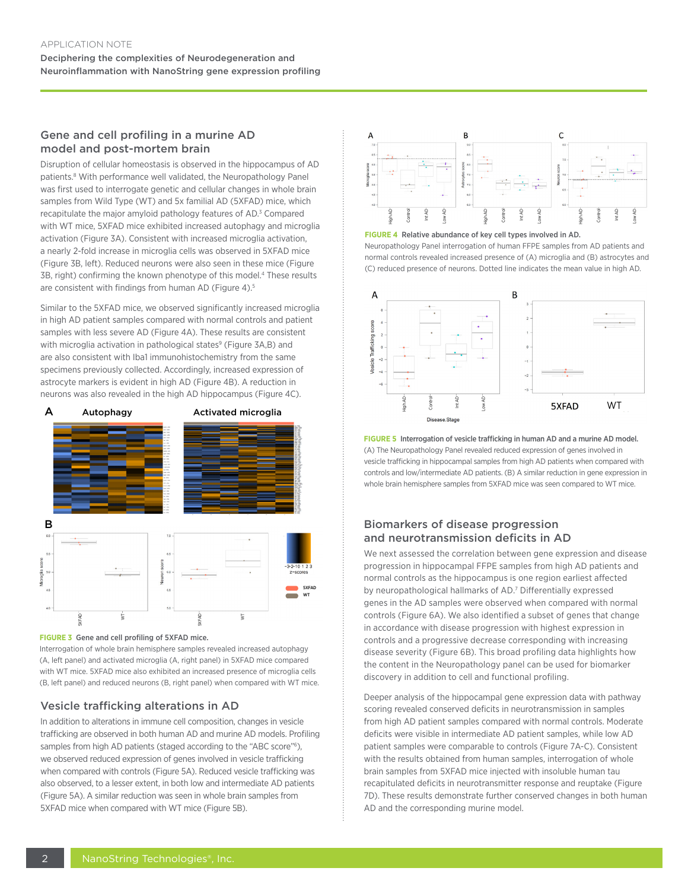## Gene and cell profiling in a murine AD model and post-mortem brain

Disruption of cellular homeostasis is observed in the hippocampus of AD patients.[8] With performance well validated, the Neuropathology Panel was first used to interrogate genetic and cellular changes in whole brain samples from Wild Type (WT) and 5x familial AD (5XFAD) mice, which recapitulate the major amyloid pathology features of AD.[3] Compared with WT mice, 5XFAD mice exhibited increased autophagy and microglia activation (Figure 3A). Consistent with increased microglia activation, a nearly 2-fold increase in microglia cells was observed in 5XFAD mice (Figure 3B, left). Reduced neurons were also seen in these mice (Figure 3B, right) confirming the known phenotype of this model.[4] These results are consistent with findings from human AD (Figure 4).[5]

Similar to the 5XFAD mice, we observed significantly increased microglia in high AD patient samples compared with normal controls and patient samples with less severe AD (Figure 4A). These results are consistent with microglia activation in pathological states[9] (Figure 3A,B) and are also consistent with Iba1 immunohistochemistry from the same specimens previously collected. Accordingly, increased expression of astrocyte markers is evident in high AD (Figure 4B). A reduction in neurons was also revealed in the high AD hippocampus (Figure 4C).

**FIGURE 3** Gene and cell profiling of 5XFAD mice.
Interrogation of whole brain hemisphere samples revealed increased autophagy (A, left panel) and activated microglia (A, right panel) in 5XFAD mice compared with WT mice. 5XFAD mice also exhibited an increased presence of microglia cells (B, left panel) and reduced neurons (B, right panel) when compared with WT mice.

## Vesicle trafficking alterations in AD

In addition to alterations in immune cell composition, changes in vesicle trafficking are observed in both human AD and murine AD models. Profiling samples from high AD patients (staged according to the "ABC score"[6]), we observed reduced expression of genes involved in vesicle trafficking when compared with controls (Figure 5A). Reduced vesicle trafficking was also observed, to a lesser extent, in both low and intermediate AD patients (Figure 5A). A similar reduction was seen in whole brain samples from 5XFAD mice when compared with WT mice (Figure 5B).

**FIGURE 4** Relative abundance of key cell types involved in AD.
Neuropathology Panel interrogation of human FFPE samples from AD patients and normal controls revealed increased presence of (A) microglia and (B) astrocytes and (C) reduced presence of neurons. Dotted line indicates the mean value in high AD.

**FIGURE 5** Interrogation of vesicle trafficking in human AD and a murine AD model.
(A) The Neuropathology Panel revealed reduced expression of genes involved in vesicle trafficking in hippocampal samples from high AD patients when compared with controls and low/intermediate AD patients. (B) A similar reduction in gene expression in whole brain hemisphere samples from 5XFAD mice was seen compared to WT mice.

## Biomarkers of disease progression and neurotransmission deficits in AD

We next assessed the correlation between gene expression and disease progression in hippocampal FFPE samples from high AD patients and normal controls as the hippocampus is one region earliest affected by neuropathological hallmarks of AD.[7] Differentially expressed genes in the AD samples were observed when compared with normal controls (Figure 6A). We also identified a subset of genes that change in accordance with disease progression with highest expression in controls and a progressive decrease corresponding with increasing disease severity (Figure 6B). This broad profiling data highlights how the content in the Neuropathology panel can be used for biomarker discovery in addition to cell and functional profiling.

Deeper analysis of the hippocampal gene expression data with pathway scoring revealed conserved deficits in neurotransmission in samples from high AD patient samples compared with normal controls. Moderate deficits were visible in intermediate AD patient samples, while low AD patient samples were comparable to controls (Figure 7A-C). Consistent with the results obtained from human samples, interrogation of whole brain samples from 5XFAD mice injected with insoluble human tau recapitulated deficits in neurotransmitter response and reuptake (Figure 7D). These results demonstrate further conserved changes in both human AD and the corresponding murine model.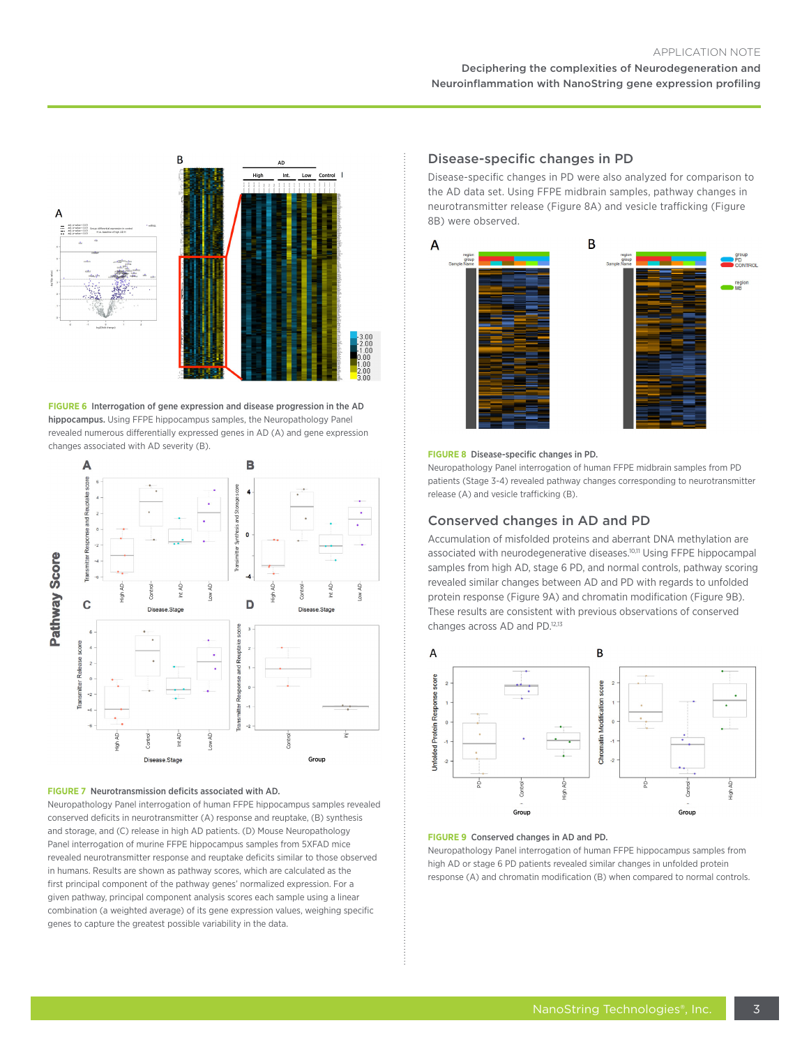**FIGURE 6** **Interrogation of gene expression and disease progression in the AD hippocampus.** Using FFPE hippocampus samples, the Neuropathology Panel revealed numerous differentially expressed genes in AD (A) and gene expression changes associated with AD severity (B).

**FIGURE 7** **Neurotransmission deficits associated with AD.** Neuropathology Panel interrogation of human FFPE hippocampus samples revealed conserved deficits in neurotransmitter (A) response and reuptake, (B) synthesis and storage, and (C) release in high AD patients. (D) Mouse Neuropathology Panel interrogation of murine FFPE hippocampus samples from 5XFAD mice revealed neurotransmitter response and reuptake deficits similar to those observed in humans. Results are shown as pathway scores, which are calculated as the first principal component of the pathway genes' normalized expression. For a given pathway, principal component analysis scores each sample using a linear combination (a weighted average) of its gene expression values, weighing specific genes to capture the greatest possible variability in the data.

## Disease-specific changes in PD

Disease-specific changes in PD were also analyzed for comparison to the AD data set. Using FFPE midbrain samples, pathway changes in neurotransmitter release (Figure 8A) and vesicle trafficking (Figure 8B) were observed.

**FIGURE 8** **Disease-specific changes in PD.** Neuropathology Panel interrogation of human FFPE midbrain samples from PD patients (Stage 3-4) revealed pathway changes corresponding to neurotransmitter release (A) and vesicle trafficking (B).

## Conserved changes in AD and PD

Accumulation of misfolded proteins and aberrant DNA methylation are associated with neurodegenerative diseases.[10,11] Using FFPE hippocampal samples from high AD, stage 6 PD, and normal controls, pathway scoring revealed similar changes between AD and PD with regards to unfolded protein response (Figure 9A) and chromatin modification (Figure 9B). These results are consistent with previous observations of conserved changes across AD and PD.[12,13]

**FIGURE 9** **Conserved changes in AD and PD.** Neuropathology Panel interrogation of human FFPE hippocampus samples from high AD or stage 6 PD patients revealed similar changes in unfolded protein response (A) and chromatin modification (B) when compared to normal controls.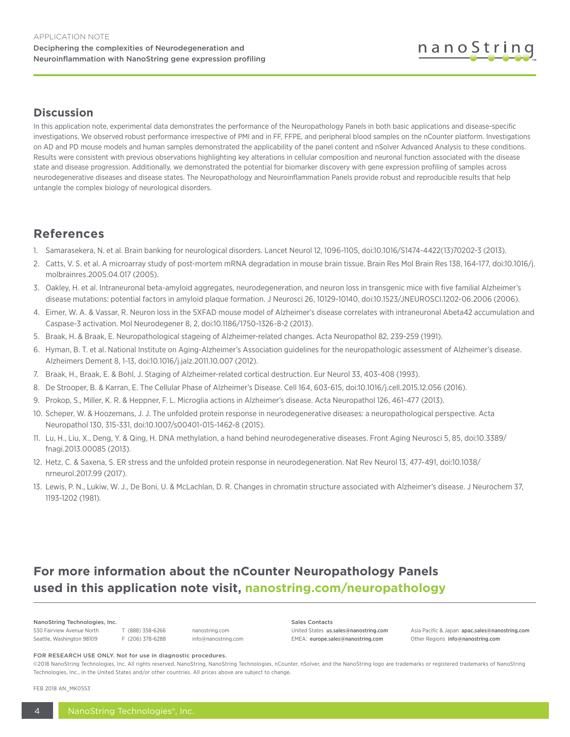## Discussion

In this application note, experimental data demonstrates the performance of the Neuropathology Panels in both basic applications and disease-specific investigations. We observed robust performance irrespective of PMI and in FF, FFPE, and peripheral blood samples on the nCounter platform. Investigations on AD and PD mouse models and human samples demonstrated the applicability of the panel content and nSolver Advanced Analysis to these conditions. Results were consistent with previous observations highlighting key alterations in cellular composition and neuronal function associated with the disease state and disease progression. Additionally, we demonstrated the potential for biomarker discovery with gene expression profiling of samples across neurodegenerative diseases and disease states. The Neuropathology and Neuroinflammation Panels provide robust and reproducible results that help untangle the complex biology of neurological disorders.

## References

1. Samarasekera, N. et al. Brain banking for neurological disorders. Lancet Neurol 12, 1096-1105, doi:10.1016/S1474-4422(13)70202-3 (2013).
2. Catts, V. S. et al. A microarray study of post-mortem mRNA degradation in mouse brain tissue. Brain Res Mol Brain Res 138, 164-177, doi:10.1016/j.molbrainres.2005.04.017 (2005).
3. Oakley, H. et al. Intraneuronal beta-amyloid aggregates, neurodegeneration, and neuron loss in transgenic mice with five familial Alzheimer's disease mutations: potential factors in amyloid plaque formation. J Neurosci 26, 10129-10140, doi:10.1523/JNEUROSCI.1202-06.2006 (2006).
4. Eimer, W. A. & Vassar, R. Neuron loss in the 5XFAD mouse model of Alzheimer's disease correlates with intraneuronal Abeta42 accumulation and Caspase-3 activation. Mol Neurodegener 8, 2, doi:10.1186/1750-1326-8-2 (2013).
5. Braak, H. & Braak, E. Neuropathological stageing of Alzheimer-related changes. Acta Neuropathol 82, 239-259 (1991).
6. Hyman, B. T. et al. National Institute on Aging-Alzheimer's Association guidelines for the neuropathologic assessment of Alzheimer's disease. Alzheimers Dement 8, 1-13, doi:10.1016/j.jalz.2011.10.007 (2012).
7. Braak, H., Braak, E. & Bohl, J. Staging of Alzheimer-related cortical destruction. Eur Neurol 33, 403-408 (1993).
8. De Strooper, B. & Karran, E. The Cellular Phase of Alzheimer's Disease. Cell 164, 603-615, doi:10.1016/j.cell.2015.12.056 (2016).
9. Prokop, S., Miller, K. R. & Heppner, F. L. Microglia actions in Alzheimer's disease. Acta Neuropathol 126, 461-477 (2013).
10. Scheper, W. & Hoozemans, J. J. The unfolded protein response in neurodegenerative diseases: a neuropathological perspective. Acta Neuropathol 130, 315-331, doi:10.1007/s00401-015-1462-8 (2015).
11. Lu, H., Liu, X., Deng, Y. & Qing, H. DNA methylation, a hand behind neurodegenerative diseases. Front Aging Neurosci 5, 85, doi:10.3389/fnagi.2013.00085 (2013).
12. Hetz, C. & Saxena, S. ER stress and the unfolded protein response in neurodegeneration. Nat Rev Neurol 13, 477-491, doi:10.1038/nrneurol.2017.99 (2017).
13. Lewis, P. N., Lukiw, W. J., De Boni, U. & McLachlan, D. R. Changes in chromatin structure associated with Alzheimer's disease. J Neurochem 37, 1193-1202 (1981).

## For more information about the nCounter Neuropathology Panels used in this application note visit, nanostring.com/neuropathology

**NanoString Technologies, Inc.**
530 Fairview Avenue North
Seattle, Washington 98109

T (888) 358-6266
F (206) 378-6288

nanostring.com
info@nanostring.com

**Sales Contacts**
United States **us.sales@nanostring.com**
EMEA: **europe.sales@nanostring.com**
Asia Pacific & Japan **apac.sales@nanostring.com**
Other Regions **info@nanostring.com**

**FOR RESEARCH USE ONLY. Not for use in diagnostic procedures.**

©2018 NanoString Technologies, Inc. All rights reserved. NanoString, NanoString Technologies, nCounter, nSolver, and the NanoString logo are trademarks or registered trademarks of NanoString Technologies, Inc., in the United States and/or other countries. All prices above are subject to change.

FEB 2018 AN_MK0553